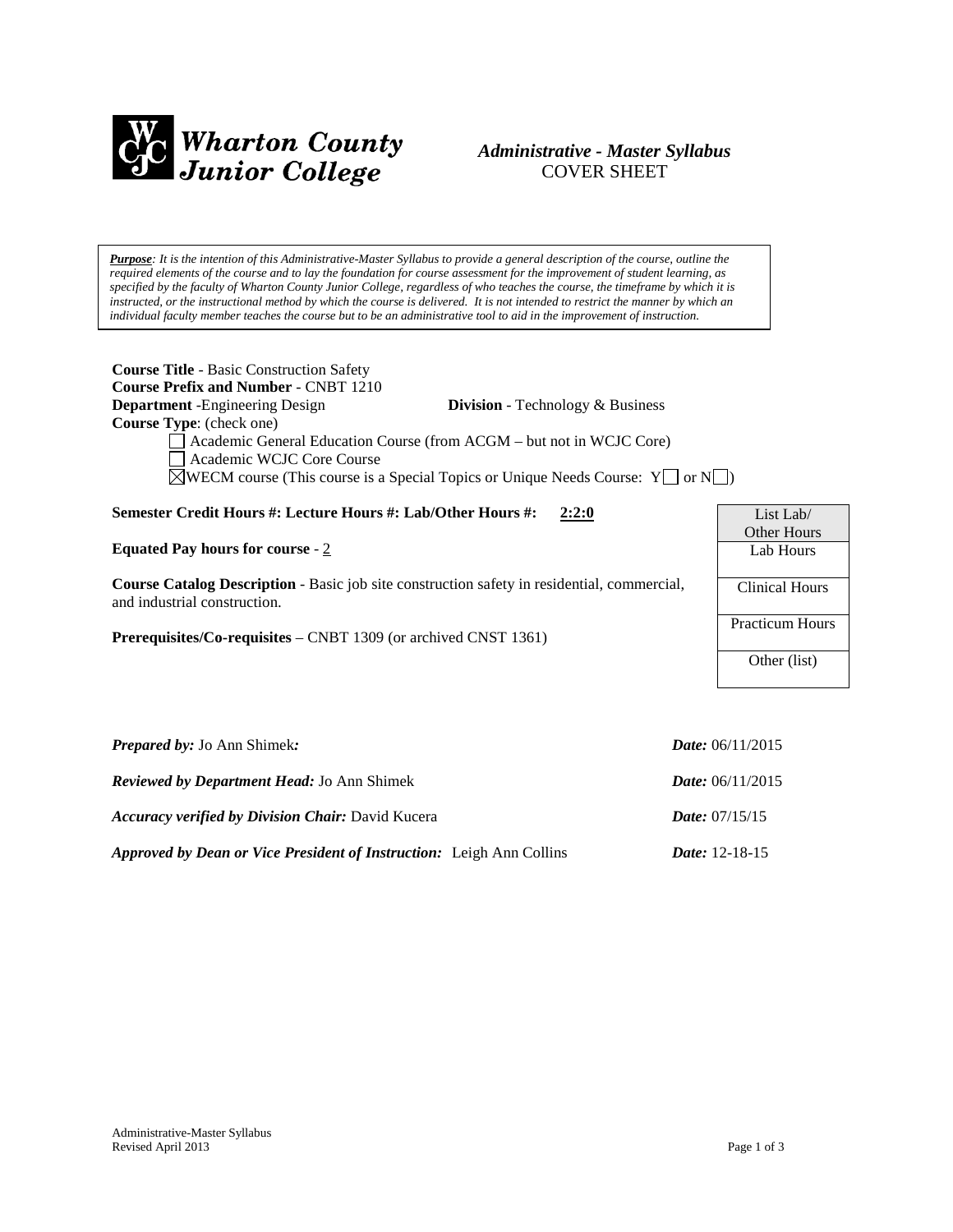**Wharton County Junior College**

*Administrative - Master Syllabus*
COVER SHEET

***Purpose**: It is the intention of this Administrative-Master Syllabus to provide a general description of the course, outline the required elements of the course and to lay the foundation for course assessment for the improvement of student learning, as specified by the faculty of Wharton County Junior College, regardless of who teaches the course, the timeframe by which it is instructed, or the instructional method by which the course is delivered. It is not intended to restrict the manner by which an individual faculty member teaches the course but to be an administrative tool to aid in the improvement of instruction.*

**Course Title** - Basic Construction Safety
**Course Prefix and Number** - CNBT 1210
**Department** -Engineering Design **Division** - Technology & Business
**Course Type**: (check one)

- ☐ Academic General Education Course (from ACGM – but not in WCJC Core)
- ☐ Academic WCJC Core Course
- ☒ WECM course (This course is a Special Topics or Unique Needs Course: Y☐ or N☐)

**Semester Credit Hours #: Lecture Hours #: Lab/Other Hours #:** **2:2:0**

**Equated Pay hours for course** - 2

**Course Catalog Description** - Basic job site construction safety in residential, commercial, and industrial construction.

**Prerequisites/Co-requisites** – CNBT 1309 (or archived CNST 1361)

| List Lab/ Other Hours |
| --- |
| Lab Hours |
| Clinical Hours |
| Practicum Hours |
| Other (list) |

***Prepared by:*** Jo Ann Shimek***:*** ***Date:*** 06/11/2015

***Reviewed by Department Head:*** Jo Ann Shimek ***Date:*** 06/11/2015

***Accuracy verified by Division Chair:*** David Kucera ***Date:*** 07/15/15

***Approved by Dean or Vice President of Instruction:*** Leigh Ann Collins ***Date:*** 12-18-15

Administrative-Master Syllabus
Revised April 2013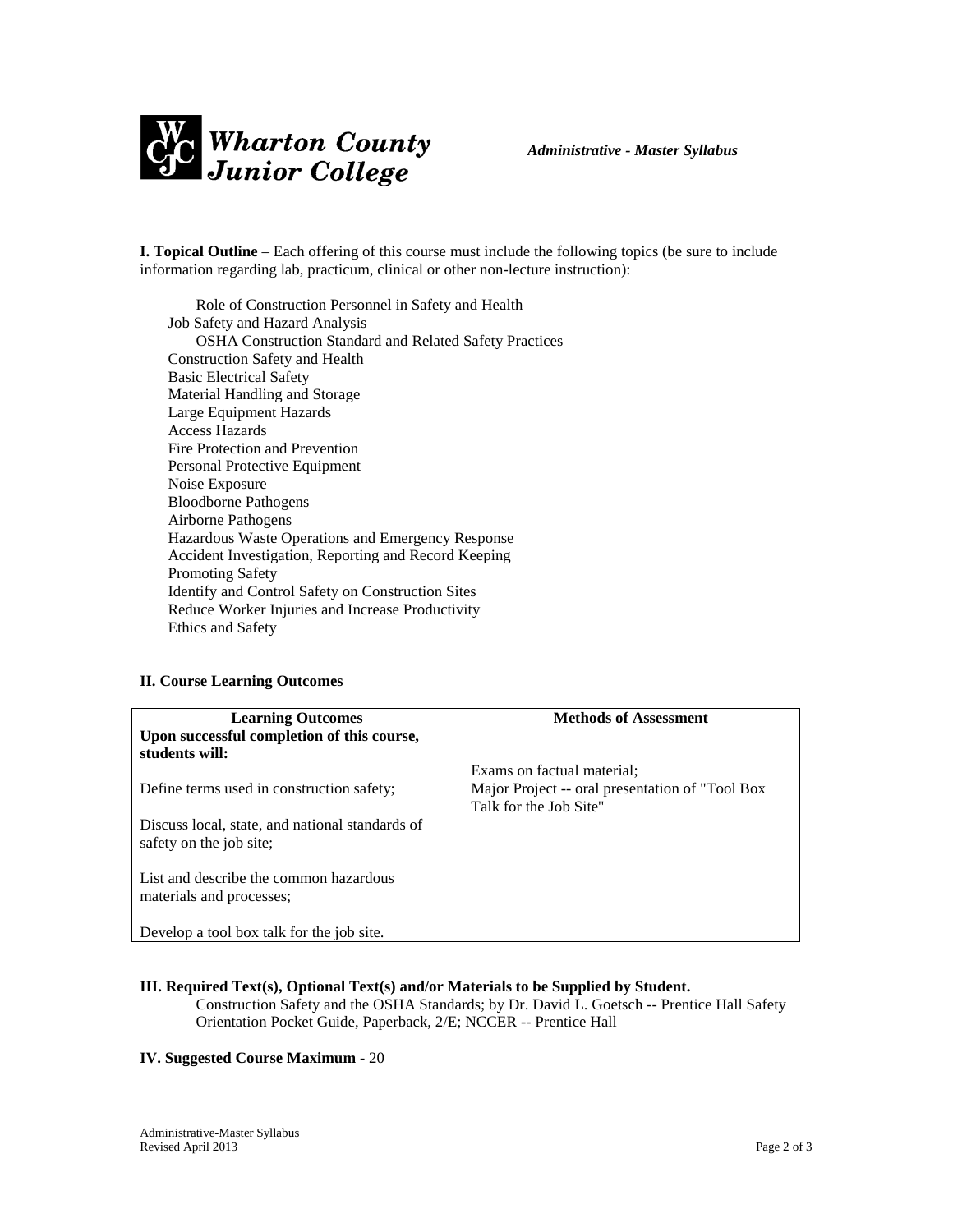**I. Topical Outline** – Each offering of this course must include the following topics (be sure to include information regarding lab, practicum, clinical or other non-lecture instruction):

- Role of Construction Personnel in Safety and Health
- Job Safety and Hazard Analysis
- OSHA Construction Standard and Related Safety Practices
- Construction Safety and Health
- Basic Electrical Safety
- Material Handling and Storage
- Large Equipment Hazards
- Access Hazards
- Fire Protection and Prevention
- Personal Protective Equipment
- Noise Exposure
- Bloodborne Pathogens
- Airborne Pathogens
- Hazardous Waste Operations and Emergency Response
- Accident Investigation, Reporting and Record Keeping
- Promoting Safety
- Identify and Control Safety on Construction Sites
- Reduce Worker Injuries and Increase Productivity
- Ethics and Safety

**II. Course Learning Outcomes**

| Learning Outcomes<br>Upon successful completion of this course, students will: | Methods of Assessment |
|---|---|
| Define terms used in construction safety;<br><br>Discuss local, state, and national standards of safety on the job site;<br><br>List and describe the common hazardous materials and processes;<br><br>Develop a tool box talk for the job site. | Exams on factual material;<br>Major Project -- oral presentation of "Tool Box Talk for the Job Site" |

**III. Required Text(s), Optional Text(s) and/or Materials to be Supplied by Student.**

Construction Safety and the OSHA Standards; by Dr. David L. Goetsch -- Prentice Hall Safety Orientation Pocket Guide, Paperback, 2/E; NCCER -- Prentice Hall

**IV. Suggested Course Maximum** - 20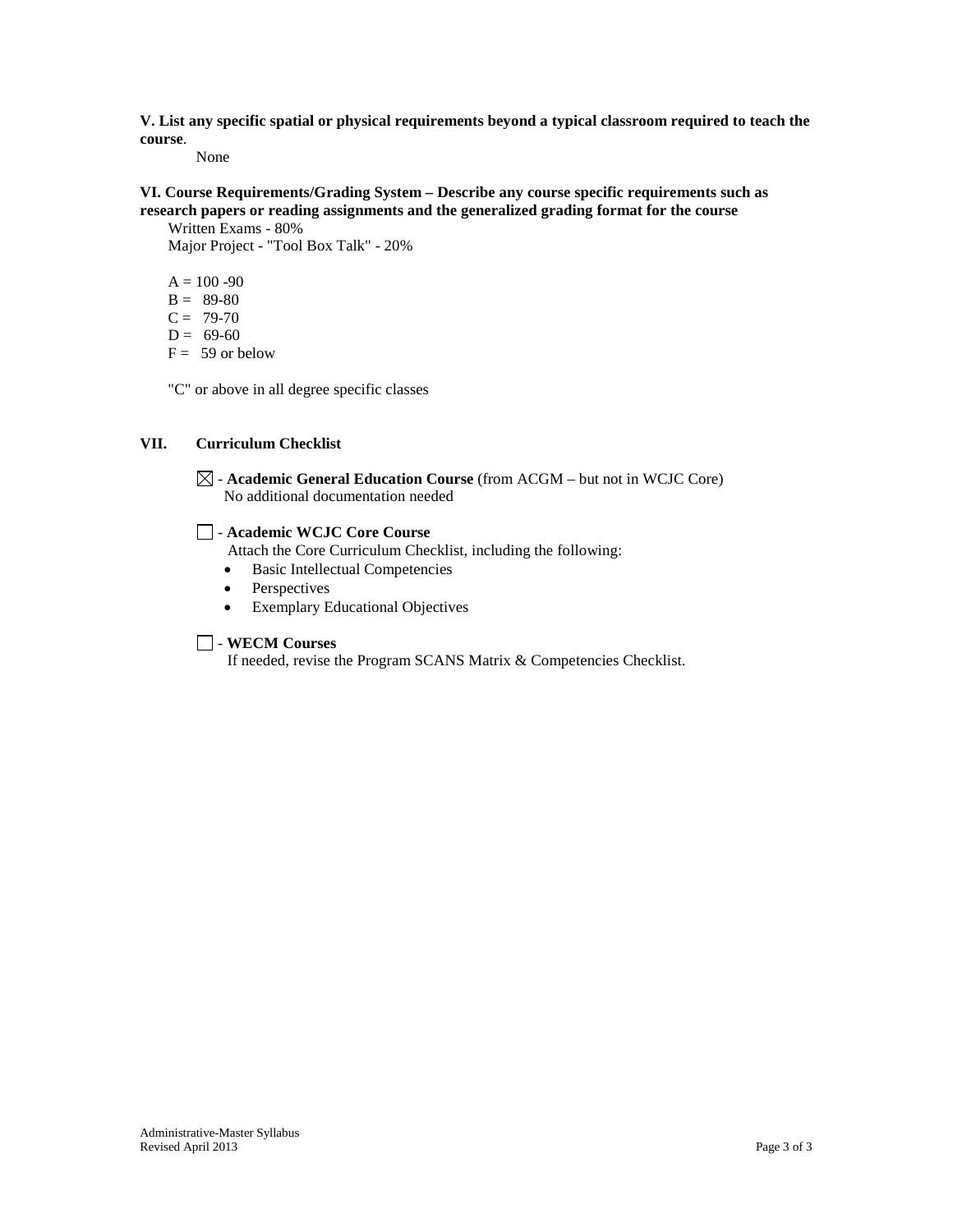**V. List any specific spatial or physical requirements beyond a typical classroom required to teach the course**.

None

**VI. Course Requirements/Grading System – Describe any course specific requirements such as research papers or reading assignments and the generalized grading format for the course**

Written Exams - 80%
Major Project - "Tool Box Talk" - 20%

A = 100 -90
B = 89-80
C = 79-70
D = 69-60
F = 59 or below

"C" or above in all degree specific classes

**VII. Curriculum Checklist**

☒ - **Academic General Education Course** (from ACGM – but not in WCJC Core)
No additional documentation needed

☐ - **Academic WCJC Core Course**
Attach the Core Curriculum Checklist, including the following:

- Basic Intellectual Competencies
- Perspectives
- Exemplary Educational Objectives

☐ - **WECM Courses**
If needed, revise the Program SCANS Matrix & Competencies Checklist.